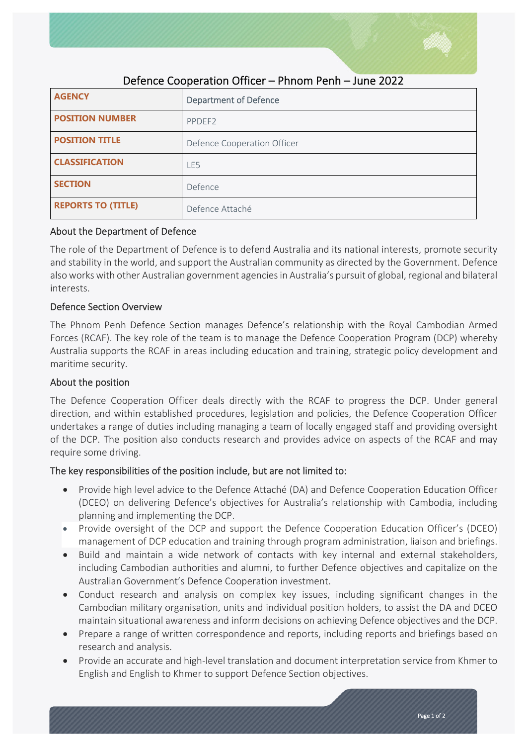# Defence Cooperation Officer – Phnom Penh – June 2022

| | |
|---|---|
| **AGENCY** | Department of Defence |
| **POSITION NUMBER** | PPDEF2 |
| **POSITION TITLE** | Defence Cooperation Officer |
| **CLASSIFICATION** | LE5 |
| **SECTION** | Defence |
| **REPORTS TO (TITLE)** | Defence Attaché |

## About the Department of Defence

The role of the Department of Defence is to defend Australia and its national interests, promote security and stability in the world, and support the Australian community as directed by the Government. Defence also works with other Australian government agencies in Australia's pursuit of global, regional and bilateral interests.

## Defence Section Overview

The Phnom Penh Defence Section manages Defence's relationship with the Royal Cambodian Armed Forces (RCAF). The key role of the team is to manage the Defence Cooperation Program (DCP) whereby Australia supports the RCAF in areas including education and training, strategic policy development and maritime security.

## About the position

The Defence Cooperation Officer deals directly with the RCAF to progress the DCP. Under general direction, and within established procedures, legislation and policies, the Defence Cooperation Officer undertakes a range of duties including managing a team of locally engaged staff and providing oversight of the DCP. The position also conducts research and provides advice on aspects of the RCAF and may require some driving.

## The key responsibilities of the position include, but are not limited to:

- Provide high level advice to the Defence Attaché (DA) and Defence Cooperation Education Officer (DCEO) on delivering Defence's objectives for Australia's relationship with Cambodia, including planning and implementing the DCP.
- Provide oversight of the DCP and support the Defence Cooperation Education Officer's (DCEO) management of DCP education and training through program administration, liaison and briefings.
- Build and maintain a wide network of contacts with key internal and external stakeholders, including Cambodian authorities and alumni, to further Defence objectives and capitalize on the Australian Government's Defence Cooperation investment.
- Conduct research and analysis on complex key issues, including significant changes in the Cambodian military organisation, units and individual position holders, to assist the DA and DCEO maintain situational awareness and inform decisions on achieving Defence objectives and the DCP.
- Prepare a range of written correspondence and reports, including reports and briefings based on research and analysis.
- Provide an accurate and high-level translation and document interpretation service from Khmer to English and English to Khmer to support Defence Section objectives.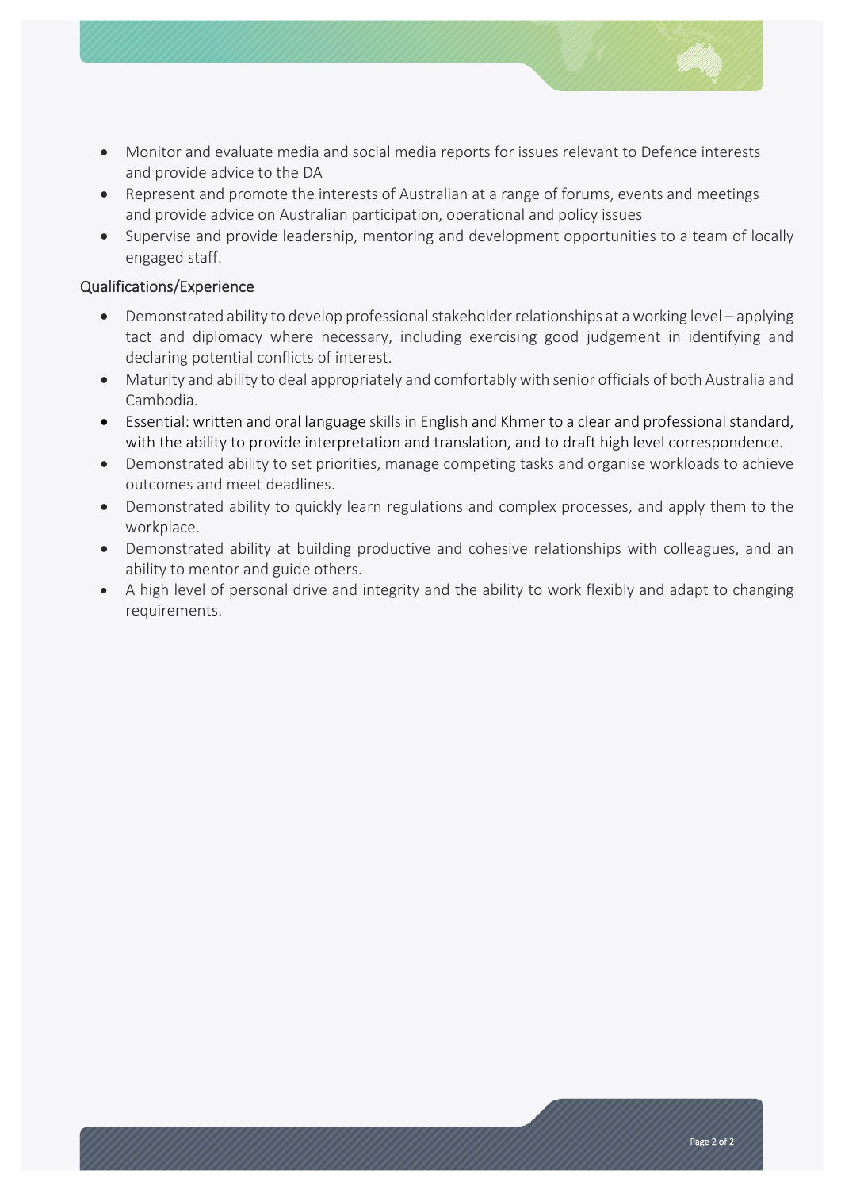- Monitor and evaluate media and social media reports for issues relevant to Defence interests and provide advice to the DA
- Represent and promote the interests of Australian at a range of forums, events and meetings and provide advice on Australian participation, operational and policy issues
- Supervise and provide leadership, mentoring and development opportunities to a team of locally engaged staff.

## Qualifications/Experience

- Demonstrated ability to develop professional stakeholder relationships at a working level – applying tact and diplomacy where necessary, including exercising good judgement in identifying and declaring potential conflicts of interest.
- Maturity and ability to deal appropriately and comfortably with senior officials of both Australia and Cambodia.
- Essential: written and oral language skills in English and Khmer to a clear and professional standard, with the ability to provide interpretation and translation, and to draft high level correspondence.
- Demonstrated ability to set priorities, manage competing tasks and organise workloads to achieve outcomes and meet deadlines.
- Demonstrated ability to quickly learn regulations and complex processes, and apply them to the workplace.
- Demonstrated ability at building productive and cohesive relationships with colleagues, and an ability to mentor and guide others.
- A high level of personal drive and integrity and the ability to work flexibly and adapt to changing requirements.